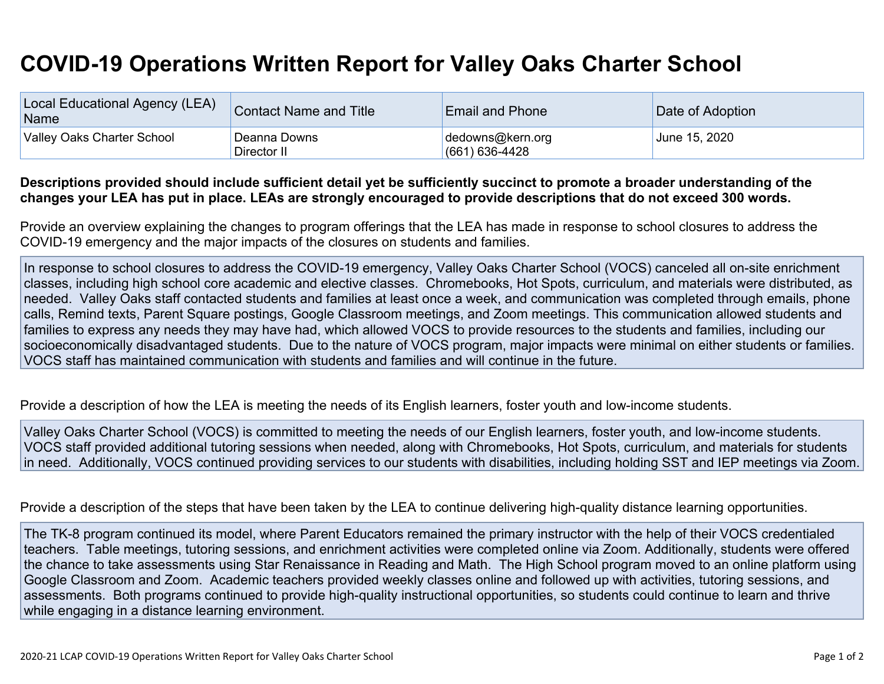# COVID-19 Operations Written Report for Valley Oaks Charter School

| Local Educational Agency (LEA) Name | Contact Name and Title | Email and Phone | Date of Adoption |
|---|---|---|---|
| Valley Oaks Charter School | Deanna Downs<br>Director II | dedowns@kern.org<br>(661) 636-4428 | June 15, 2020 |

**Descriptions provided should include sufficient detail yet be sufficiently succinct to promote a broader understanding of the changes your LEA has put in place. LEAs are strongly encouraged to provide descriptions that do not exceed 300 words.**

Provide an overview explaining the changes to program offerings that the LEA has made in response to school closures to address the COVID-19 emergency and the major impacts of the closures on students and families.

In response to school closures to address the COVID-19 emergency, Valley Oaks Charter School (VOCS) canceled all on-site enrichment classes, including high school core academic and elective classes. Chromebooks, Hot Spots, curriculum, and materials were distributed, as needed. Valley Oaks staff contacted students and families at least once a week, and communication was completed through emails, phone calls, Remind texts, Parent Square postings, Google Classroom meetings, and Zoom meetings. This communication allowed students and families to express any needs they may have had, which allowed VOCS to provide resources to the students and families, including our socioeconomically disadvantaged students. Due to the nature of VOCS program, major impacts were minimal on either students or families. VOCS staff has maintained communication with students and families and will continue in the future.

Provide a description of how the LEA is meeting the needs of its English learners, foster youth and low-income students.

Valley Oaks Charter School (VOCS) is committed to meeting the needs of our English learners, foster youth, and low-income students. VOCS staff provided additional tutoring sessions when needed, along with Chromebooks, Hot Spots, curriculum, and materials for students in need. Additionally, VOCS continued providing services to our students with disabilities, including holding SST and IEP meetings via Zoom.

Provide a description of the steps that have been taken by the LEA to continue delivering high-quality distance learning opportunities.

The TK-8 program continued its model, where Parent Educators remained the primary instructor with the help of their VOCS credentialed teachers. Table meetings, tutoring sessions, and enrichment activities were completed online via Zoom. Additionally, students were offered the chance to take assessments using Star Renaissance in Reading and Math. The High School program moved to an online platform using Google Classroom and Zoom. Academic teachers provided weekly classes online and followed up with activities, tutoring sessions, and assessments. Both programs continued to provide high-quality instructional opportunities, so students could continue to learn and thrive while engaging in a distance learning environment.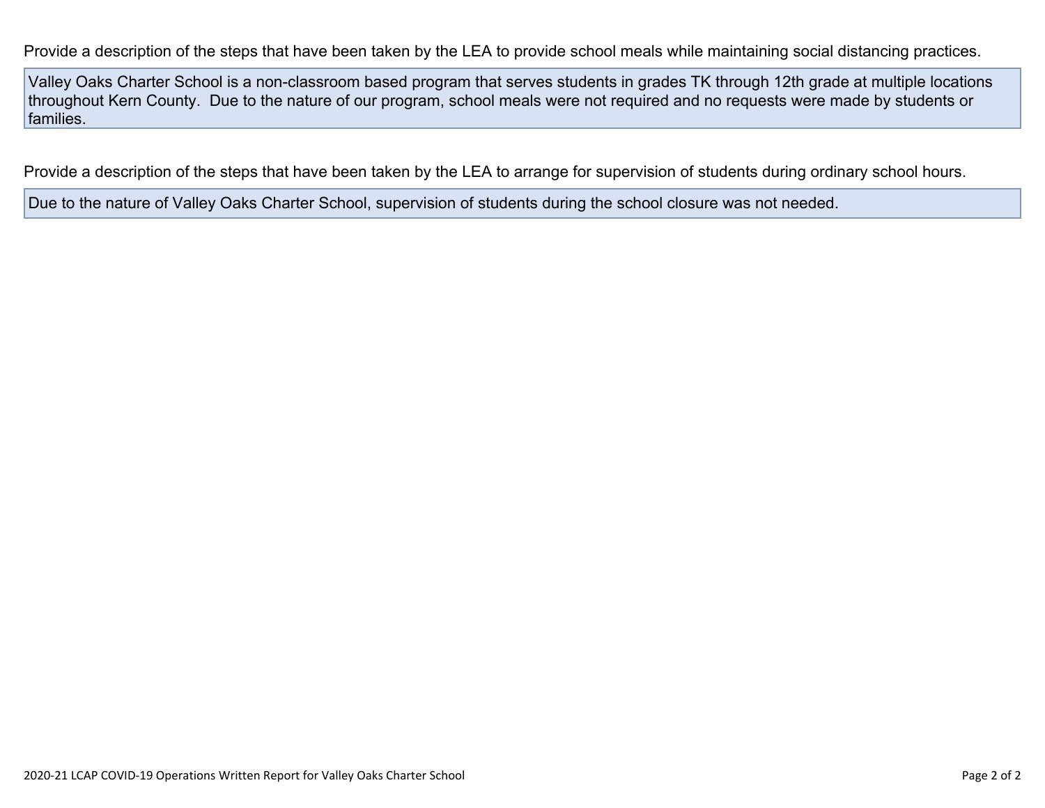Provide a description of the steps that have been taken by the LEA to provide school meals while maintaining social distancing practices.

Valley Oaks Charter School is a non-classroom based program that serves students in grades TK through 12th grade at multiple locations throughout Kern County.  Due to the nature of our program, school meals were not required and no requests were made by students or families.

Provide a description of the steps that have been taken by the LEA to arrange for supervision of students during ordinary school hours.

Due to the nature of Valley Oaks Charter School, supervision of students during the school closure was not needed.